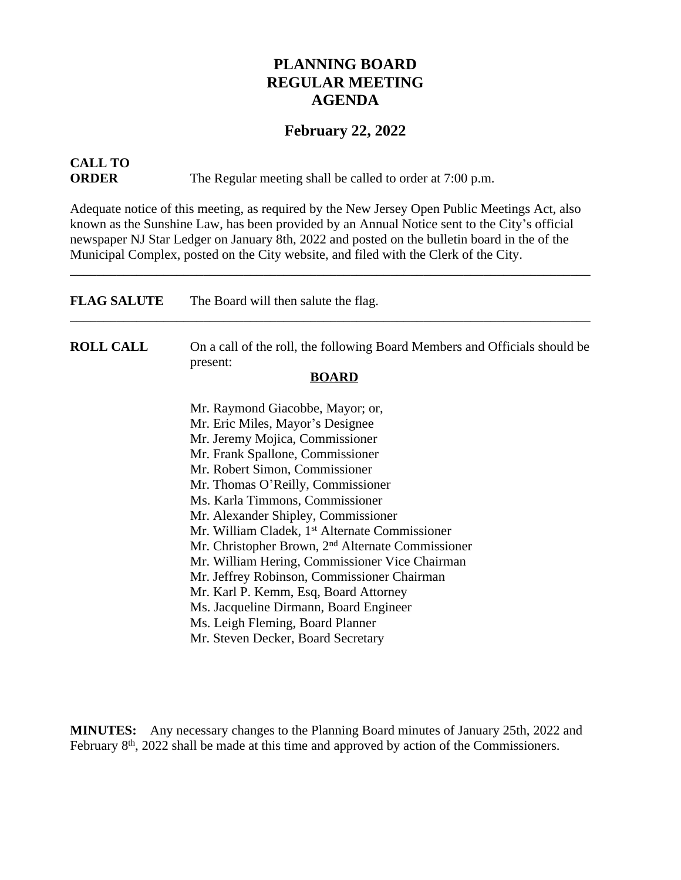# PLANNING BOARD
# REGULAR MEETING
# AGENDA

## February 22, 2022

**CALL TO ORDER** The Regular meeting shall be called to order at 7:00 p.m.

Adequate notice of this meeting, as required by the New Jersey Open Public Meetings Act, also known as the Sunshine Law, has been provided by an Annual Notice sent to the City's official newspaper NJ Star Ledger on January 8th, 2022 and posted on the bulletin board in the of the Municipal Complex, posted on the City website, and filed with the Clerk of the City.

---

**FLAG SALUTE** The Board will then salute the flag.

---

**ROLL CALL** On a call of the roll, the following Board Members and Officials should be present:

**BOARD**

Mr. Raymond Giacobbe, Mayor; or,
Mr. Eric Miles, Mayor's Designee
Mr. Jeremy Mojica, Commissioner
Mr. Frank Spallone, Commissioner
Mr. Robert Simon, Commissioner
Mr. Thomas O'Reilly, Commissioner
Ms. Karla Timmons, Commissioner
Mr. Alexander Shipley, Commissioner
Mr. William Cladek, 1st Alternate Commissioner
Mr. Christopher Brown, 2nd Alternate Commissioner
Mr. William Hering, Commissioner Vice Chairman
Mr. Jeffrey Robinson, Commissioner Chairman
Mr. Karl P. Kemm, Esq, Board Attorney
Ms. Jacqueline Dirmann, Board Engineer
Ms. Leigh Fleming, Board Planner
Mr. Steven Decker, Board Secretary

**MINUTES:** Any necessary changes to the Planning Board minutes of January 25th, 2022 and February 8th, 2022 shall be made at this time and approved by action of the Commissioners.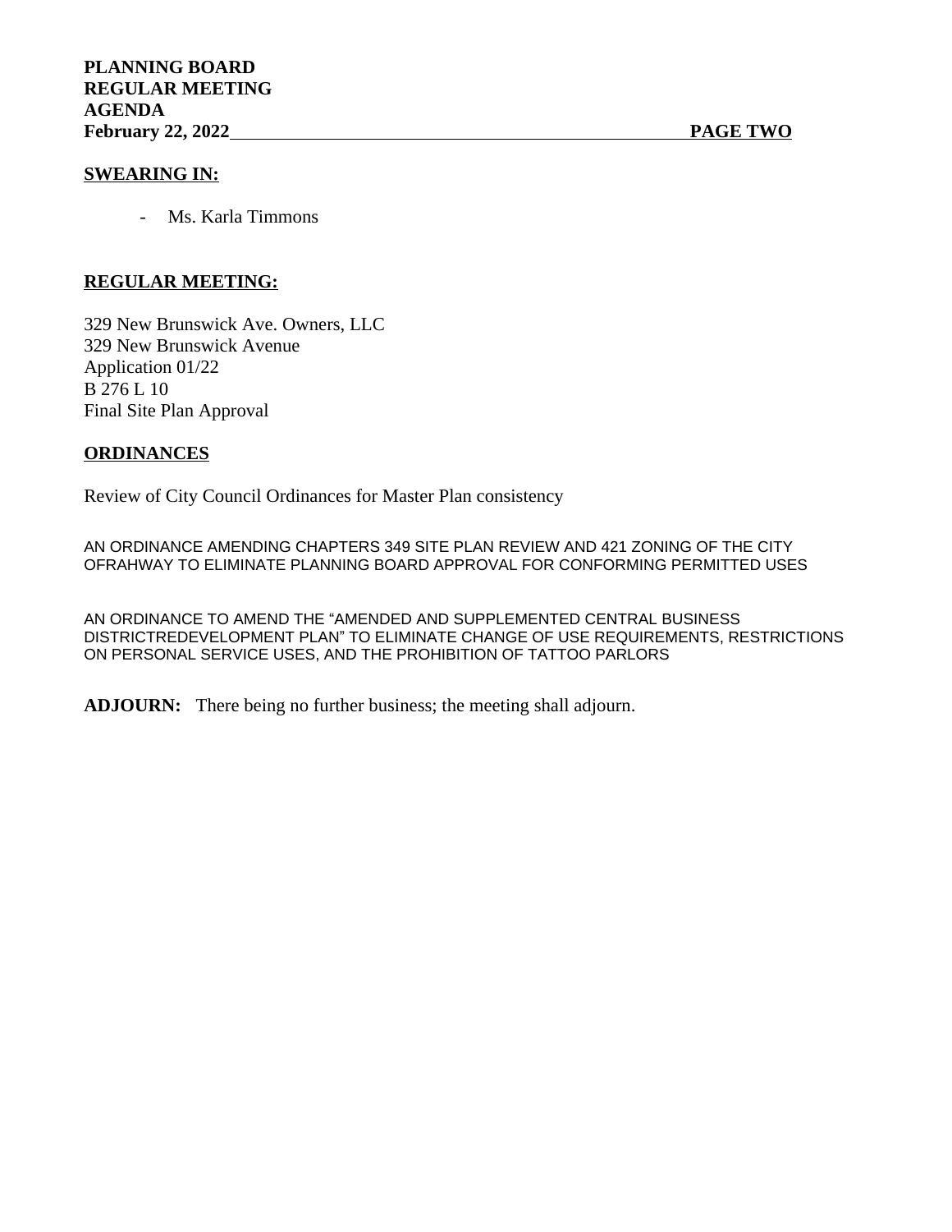**SWEARING IN:**

- Ms. Karla Timmons

**REGULAR MEETING:**

329 New Brunswick Ave. Owners, LLC
329 New Brunswick Avenue
Application 01/22
B 276 L 10
Final Site Plan Approval

**ORDINANCES**

Review of City Council Ordinances for Master Plan consistency

AN ORDINANCE AMENDING CHAPTERS 349 SITE PLAN REVIEW AND 421 ZONING OF THE CITY OFRAHWAY TO ELIMINATE PLANNING BOARD APPROVAL FOR CONFORMING PERMITTED USES

AN ORDINANCE TO AMEND THE "AMENDED AND SUPPLEMENTED CENTRAL BUSINESS DISTRICTREDEVELOPMENT PLAN" TO ELIMINATE CHANGE OF USE REQUIREMENTS, RESTRICTIONS ON PERSONAL SERVICE USES, AND THE PROHIBITION OF TATTOO PARLORS

**ADJOURN:** There being no further business; the meeting shall adjourn.